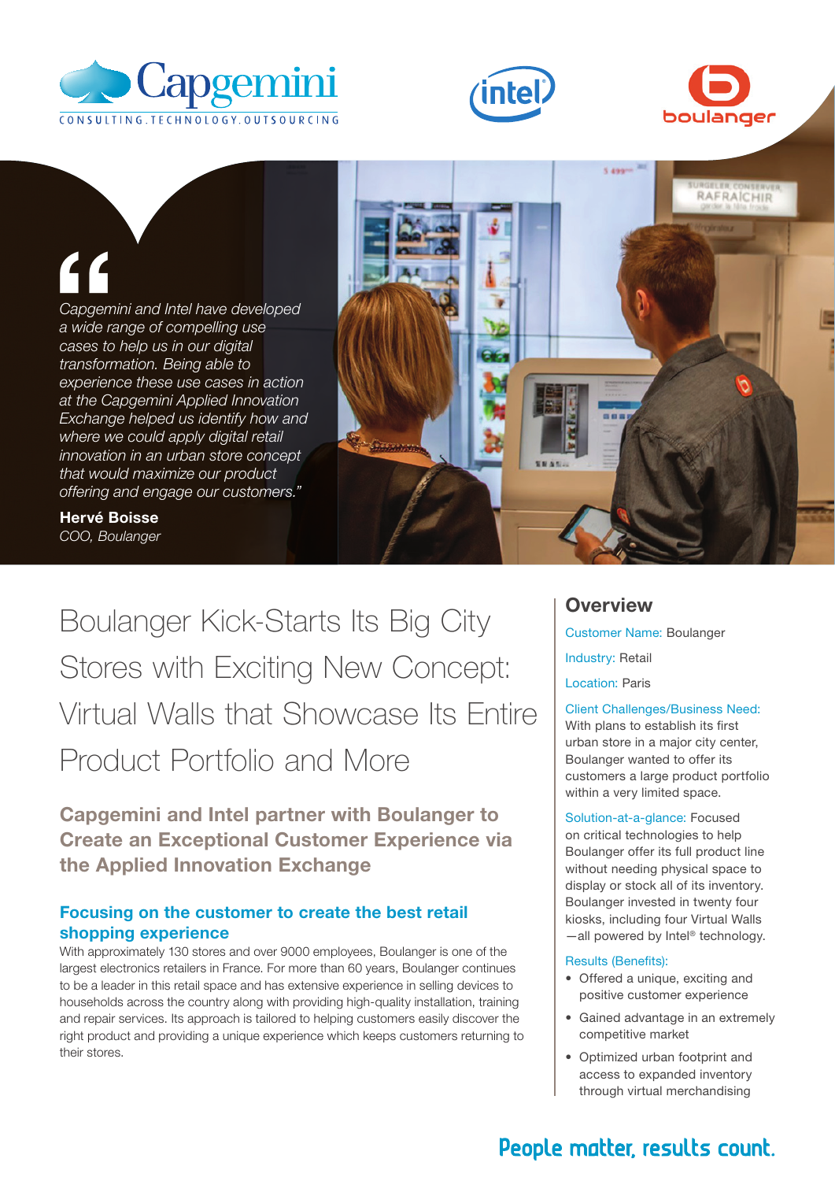*"Capgemini and Intel have developed a wide range of compelling use cases to help us in our digital transformation. Being able to experience these use cases in action at the Capgemini Applied Innovation Exchange helped us identify how and where we could apply digital retail innovation in an urban store concept that would maximize our product offering and engage our customers."*

**Hervé Boisse**
*COO, Boulanger*

# Boulanger Kick-Starts Its Big City Stores with Exciting New Concept: Virtual Walls that Showcase Its Entire Product Portfolio and More

## Capgemini and Intel partner with Boulanger to Create an Exceptional Customer Experience via the Applied Innovation Exchange

### Focusing on the customer to create the best retail shopping experience

With approximately 130 stores and over 9000 employees, Boulanger is one of the largest electronics retailers in France. For more than 60 years, Boulanger continues to be a leader in this retail space and has extensive experience in selling devices to households across the country along with providing high-quality installation, training and repair services. Its approach is tailored to helping customers easily discover the right product and providing a unique experience which keeps customers returning to their stores.

## Overview

Customer Name: Boulanger

Industry: Retail

Location: Paris

Client Challenges/Business Need: With plans to establish its first urban store in a major city center, Boulanger wanted to offer its customers a large product portfolio within a very limited space.

Solution-at-a-glance: Focused on critical technologies to help Boulanger offer its full product line without needing physical space to display or stock all of its inventory. Boulanger invested in twenty four kiosks, including four Virtual Walls —all powered by Intel® technology.

Results (Benefits):

- Offered a unique, exciting and positive customer experience
- Gained advantage in an extremely competitive market
- Optimized urban footprint and access to expanded inventory through virtual merchandising

People matter, results count.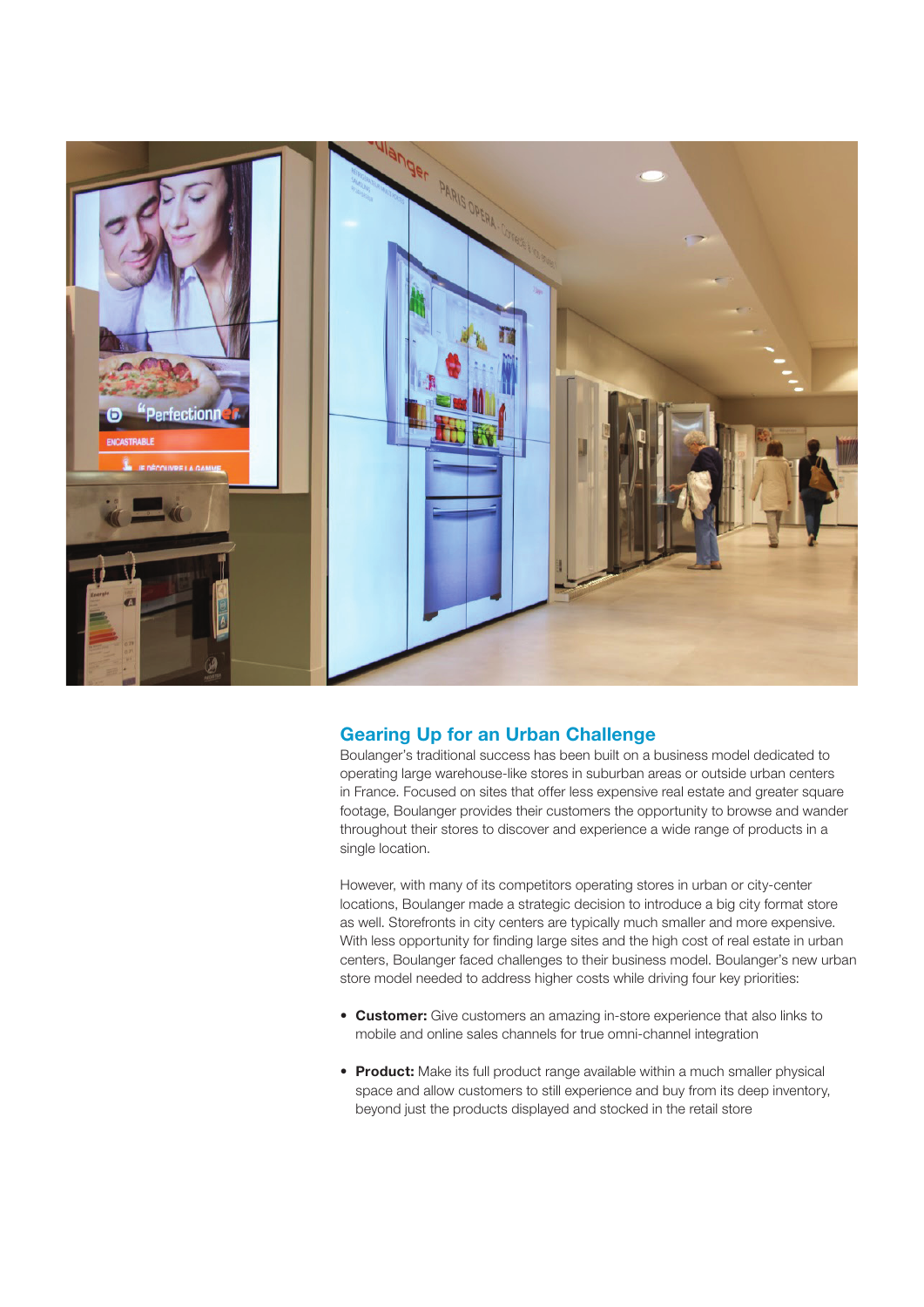## Gearing Up for an Urban Challenge

Boulanger's traditional success has been built on a business model dedicated to operating large warehouse-like stores in suburban areas or outside urban centers in France. Focused on sites that offer less expensive real estate and greater square footage, Boulanger provides their customers the opportunity to browse and wander throughout their stores to discover and experience a wide range of products in a single location.

However, with many of its competitors operating stores in urban or city-center locations, Boulanger made a strategic decision to introduce a big city format store as well. Storefronts in city centers are typically much smaller and more expensive. With less opportunity for finding large sites and the high cost of real estate in urban centers, Boulanger faced challenges to their business model. Boulanger's new urban store model needed to address higher costs while driving four key priorities:

- **Customer:** Give customers an amazing in-store experience that also links to mobile and online sales channels for true omni-channel integration
- **Product:** Make its full product range available within a much smaller physical space and allow customers to still experience and buy from its deep inventory, beyond just the products displayed and stocked in the retail store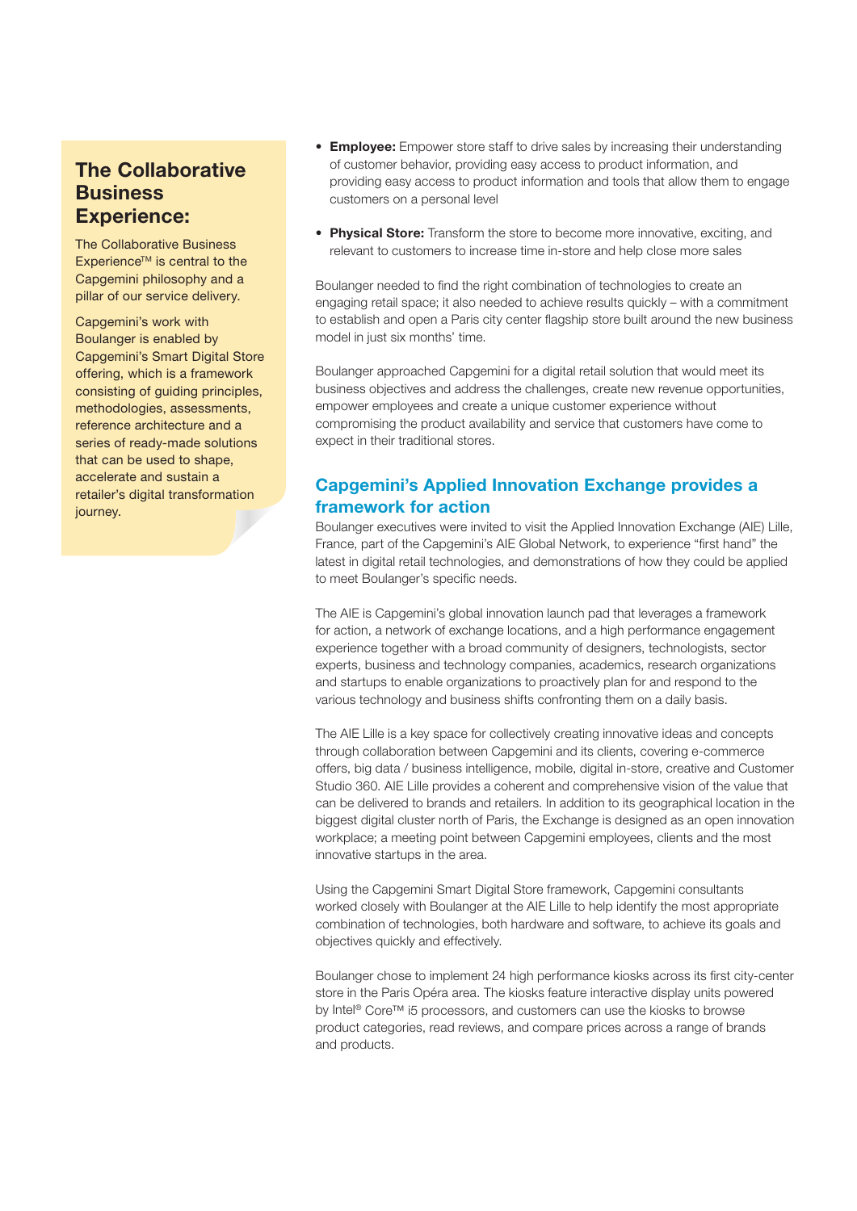## The Collaborative Business Experience:

The Collaborative Business Experience™ is central to the Capgemini philosophy and a pillar of our service delivery.

Capgemini's work with Boulanger is enabled by Capgemini's Smart Digital Store offering, which is a framework consisting of guiding principles, methodologies, assessments, reference architecture and a series of ready-made solutions that can be used to shape, accelerate and sustain a retailer's digital transformation journey.

- **Employee:** Empower store staff to drive sales by increasing their understanding of customer behavior, providing easy access to product information, and providing easy access to product information and tools that allow them to engage customers on a personal level
- **Physical Store:** Transform the store to become more innovative, exciting, and relevant to customers to increase time in-store and help close more sales

Boulanger needed to find the right combination of technologies to create an engaging retail space; it also needed to achieve results quickly – with a commitment to establish and open a Paris city center flagship store built around the new business model in just six months' time.

Boulanger approached Capgemini for a digital retail solution that would meet its business objectives and address the challenges, create new revenue opportunities, empower employees and create a unique customer experience without compromising the product availability and service that customers have come to expect in their traditional stores.

## Capgemini's Applied Innovation Exchange provides a framework for action

Boulanger executives were invited to visit the Applied Innovation Exchange (AIE) Lille, France, part of the Capgemini's AIE Global Network, to experience "first hand" the latest in digital retail technologies, and demonstrations of how they could be applied to meet Boulanger's specific needs.

The AIE is Capgemini's global innovation launch pad that leverages a framework for action, a network of exchange locations, and a high performance engagement experience together with a broad community of designers, technologists, sector experts, business and technology companies, academics, research organizations and startups to enable organizations to proactively plan for and respond to the various technology and business shifts confronting them on a daily basis.

The AIE Lille is a key space for collectively creating innovative ideas and concepts through collaboration between Capgemini and its clients, covering e-commerce offers, big data / business intelligence, mobile, digital in-store, creative and Customer Studio 360. AIE Lille provides a coherent and comprehensive vision of the value that can be delivered to brands and retailers. In addition to its geographical location in the biggest digital cluster north of Paris, the Exchange is designed as an open innovation workplace; a meeting point between Capgemini employees, clients and the most innovative startups in the area.

Using the Capgemini Smart Digital Store framework, Capgemini consultants worked closely with Boulanger at the AIE Lille to help identify the most appropriate combination of technologies, both hardware and software, to achieve its goals and objectives quickly and effectively.

Boulanger chose to implement 24 high performance kiosks across its first city-center store in the Paris Opéra area. The kiosks feature interactive display units powered by Intel® Core™ i5 processors, and customers can use the kiosks to browse product categories, read reviews, and compare prices across a range of brands and products.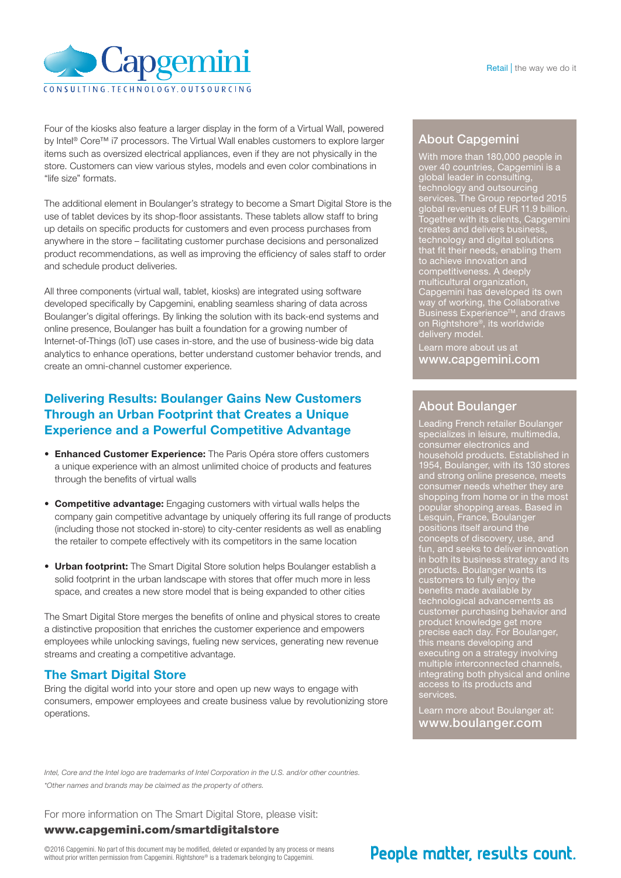Four of the kiosks also feature a larger display in the form of a Virtual Wall, powered by Intel® Core™ i7 processors. The Virtual Wall enables customers to explore larger items such as oversized electrical appliances, even if they are not physically in the store. Customers can view various styles, models and even color combinations in "life size" formats.

The additional element in Boulanger's strategy to become a Smart Digital Store is the use of tablet devices by its shop-floor assistants. These tablets allow staff to bring up details on specific products for customers and even process purchases from anywhere in the store – facilitating customer purchase decisions and personalized product recommendations, as well as improving the efficiency of sales staff to order and schedule product deliveries.

All three components (virtual wall, tablet, kiosks) are integrated using software developed specifically by Capgemini, enabling seamless sharing of data across Boulanger's digital offerings. By linking the solution with its back-end systems and online presence, Boulanger has built a foundation for a growing number of Internet-of-Things (IoT) use cases in-store, and the use of business-wide big data analytics to enhance operations, better understand customer behavior trends, and create an omni-channel customer experience.

## Delivering Results: Boulanger Gains New Customers Through an Urban Footprint that Creates a Unique Experience and a Powerful Competitive Advantage

- **Enhanced Customer Experience:** The Paris Opéra store offers customers a unique experience with an almost unlimited choice of products and features through the benefits of virtual walls
- **Competitive advantage:** Engaging customers with virtual walls helps the company gain competitive advantage by uniquely offering its full range of products (including those not stocked in-store) to city-center residents as well as enabling the retailer to compete effectively with its competitors in the same location
- **Urban footprint:** The Smart Digital Store solution helps Boulanger establish a solid footprint in the urban landscape with stores that offer much more in less space, and creates a new store model that is being expanded to other cities

The Smart Digital Store merges the benefits of online and physical stores to create a distinctive proposition that enriches the customer experience and empowers employees while unlocking savings, fueling new services, generating new revenue streams and creating a competitive advantage.

## The Smart Digital Store

Bring the digital world into your store and open up new ways to engage with consumers, empower employees and create business value by revolutionizing store operations.

## About Capgemini

With more than 180,000 people in over 40 countries, Capgemini is a global leader in consulting, technology and outsourcing services. The Group reported 2015 global revenues of EUR 11.9 billion. Together with its clients, Capgemini creates and delivers business, technology and digital solutions that fit their needs, enabling them to achieve innovation and competitiveness. A deeply multicultural organization, Capgemini has developed its own way of working, the Collaborative Business Experience™, and draws on Rightshore®, its worldwide delivery model.

Learn more about us at
**www.capgemini.com**

## About Boulanger

Leading French retailer Boulanger specializes in leisure, multimedia, consumer electronics and household products. Established in 1954, Boulanger, with its 130 stores and strong online presence, meets consumer needs whether they are shopping from home or in the most popular shopping areas. Based in Lesquin, France, Boulanger positions itself around the concepts of discovery, use, and fun, and seeks to deliver innovation in both its business strategy and its products. Boulanger wants its customers to fully enjoy the benefits made available by technological advancements as customer purchasing behavior and product knowledge get more precise each day. For Boulanger, this means developing and executing on a strategy involving multiple interconnected channels, integrating both physical and online access to its products and services.

Learn more about Boulanger at:
**www.boulanger.com**

*Intel, Core and the Intel logo are trademarks of Intel Corporation in the U.S. and/or other countries.*
*\*Other names and brands may be claimed as the property of others.*

For more information on The Smart Digital Store, please visit:
**www.capgemini.com/smartdigitalstore**

©2016 Capgemini. No part of this document may be modified, deleted or expanded by any process or means without prior written permission from Capgemini. Rightshore® is a trademark belonging to Capgemini.

People matter, results count.